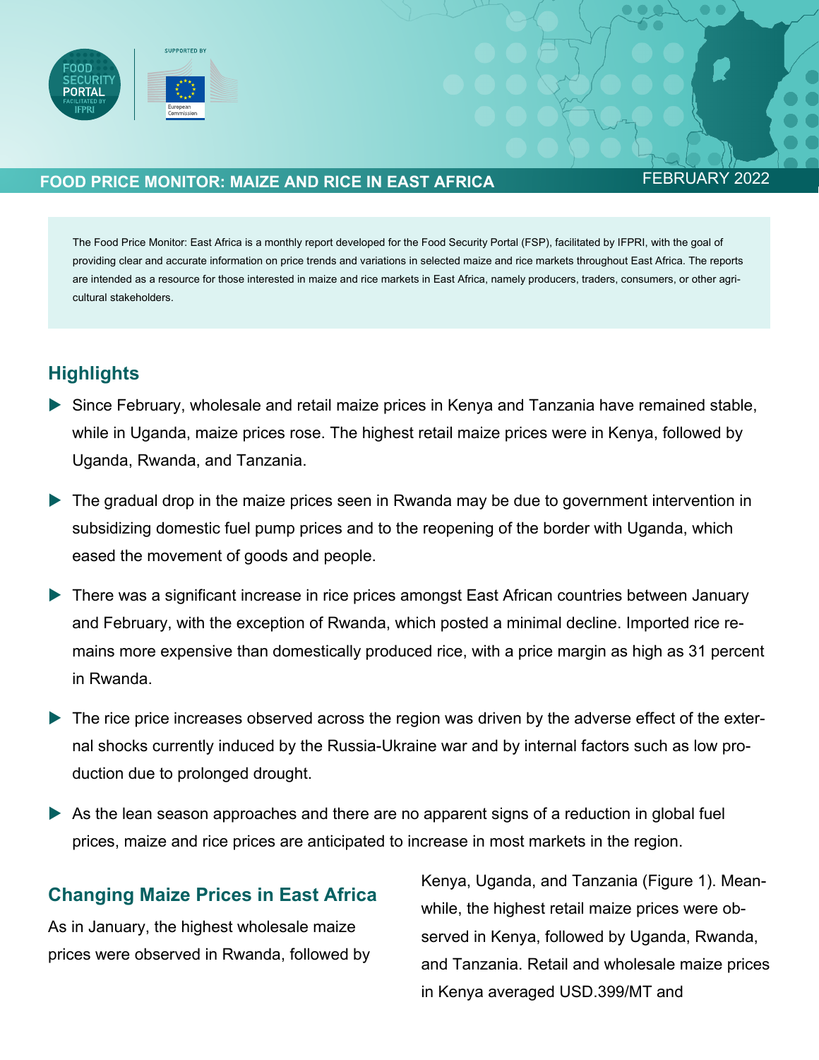FOOD SECURITY PORTAL
FACILITATED BY IFPRI

SUPPORTED BY European Commission

# FOOD PRICE MONITOR: MAIZE AND RICE IN EAST AFRICA

FEBRUARY 2022

The Food Price Monitor: East Africa is a monthly report developed for the Food Security Portal (FSP), facilitated by IFPRI, with the goal of providing clear and accurate information on price trends and variations in selected maize and rice markets throughout East Africa. The reports are intended as a resource for those interested in maize and rice markets in East Africa, namely producers, traders, consumers, or other agricultural stakeholders.

## Highlights

- Since February, wholesale and retail maize prices in Kenya and Tanzania have remained stable, while in Uganda, maize prices rose. The highest retail maize prices were in Kenya, followed by Uganda, Rwanda, and Tanzania.
- The gradual drop in the maize prices seen in Rwanda may be due to government intervention in subsidizing domestic fuel pump prices and to the reopening of the border with Uganda, which eased the movement of goods and people.
- There was a significant increase in rice prices amongst East African countries between January and February, with the exception of Rwanda, which posted a minimal decline. Imported rice remains more expensive than domestically produced rice, with a price margin as high as 31 percent in Rwanda.
- The rice price increases observed across the region was driven by the adverse effect of the external shocks currently induced by the Russia-Ukraine war and by internal factors such as low production due to prolonged drought.
- As the lean season approaches and there are no apparent signs of a reduction in global fuel prices, maize and rice prices are anticipated to increase in most markets in the region.

## Changing Maize Prices in East Africa

As in January, the highest wholesale maize prices were observed in Rwanda, followed by Kenya, Uganda, and Tanzania (Figure 1). Meanwhile, the highest retail maize prices were observed in Kenya, followed by Uganda, Rwanda, and Tanzania. Retail and wholesale maize prices in Kenya averaged USD.399/MT and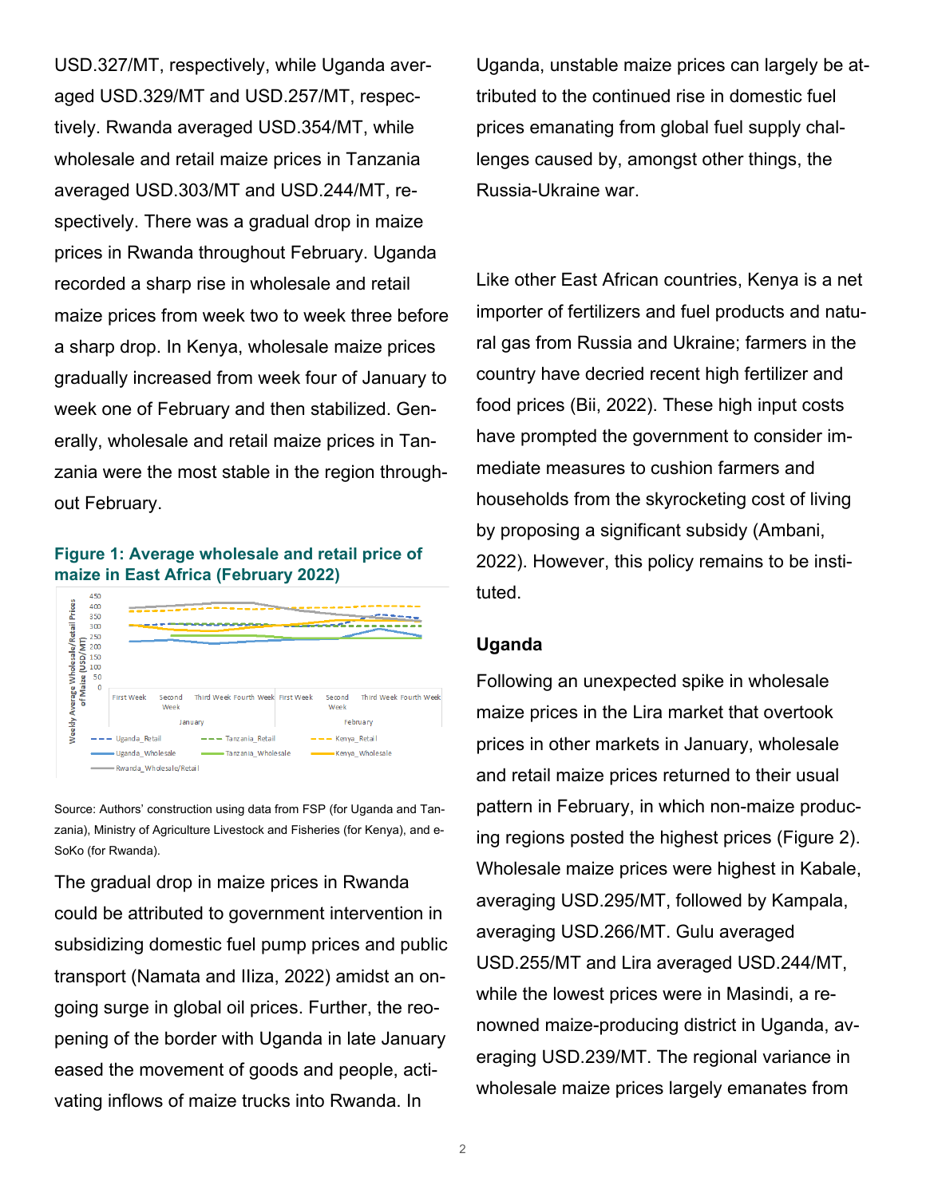USD.327/MT, respectively, while Uganda averaged USD.329/MT and USD.257/MT, respectively. Rwanda averaged USD.354/MT, while wholesale and retail maize prices in Tanzania averaged USD.303/MT and USD.244/MT, respectively. There was a gradual drop in maize prices in Rwanda throughout February. Uganda recorded a sharp rise in wholesale and retail maize prices from week two to week three before a sharp drop. In Kenya, wholesale maize prices gradually increased from week four of January to week one of February and then stabilized. Generally, wholesale and retail maize prices in Tanzania were the most stable in the region throughout February.

**Figure 1: Average wholesale and retail price of maize in East Africa (February 2022)**

Source: Authors' construction using data from FSP (for Uganda and Tanzania), Ministry of Agriculture Livestock and Fisheries (for Kenya), and e-SoKo (for Rwanda).

The gradual drop in maize prices in Rwanda could be attributed to government intervention in subsidizing domestic fuel pump prices and public transport (Namata and Iliza, 2022) amidst an ongoing surge in global oil prices. Further, the reopening of the border with Uganda in late January eased the movement of goods and people, activating inflows of maize trucks into Rwanda. In Uganda, unstable maize prices can largely be attributed to the continued rise in domestic fuel prices emanating from global fuel supply challenges caused by, amongst other things, the Russia-Ukraine war.

Like other East African countries, Kenya is a net importer of fertilizers and fuel products and natural gas from Russia and Ukraine; farmers in the country have decried recent high fertilizer and food prices (Bii, 2022). These high input costs have prompted the government to consider immediate measures to cushion farmers and households from the skyrocketing cost of living by proposing a significant subsidy (Ambani, 2022). However, this policy remains to be instituted.

## Uganda

Following an unexpected spike in wholesale maize prices in the Lira market that overtook prices in other markets in January, wholesale and retail maize prices returned to their usual pattern in February, in which non-maize producing regions posted the highest prices (Figure 2). Wholesale maize prices were highest in Kabale, averaging USD.295/MT, followed by Kampala, averaging USD.266/MT. Gulu averaged USD.255/MT and Lira averaged USD.244/MT, while the lowest prices were in Masindi, a renowned maize-producing district in Uganda, averaging USD.239/MT. The regional variance in wholesale maize prices largely emanates from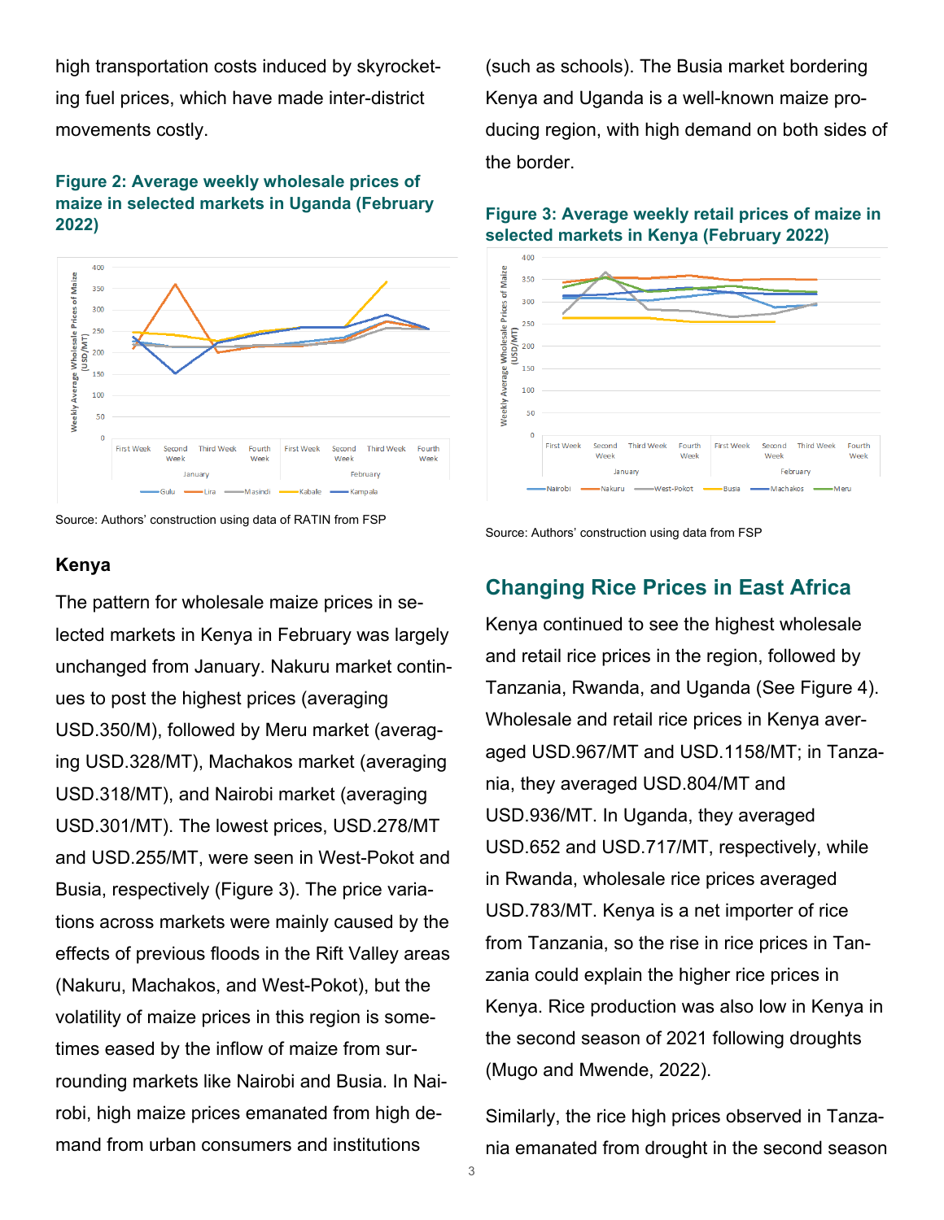high transportation costs induced by skyrocketing fuel prices, which have made inter-district movements costly.

**Figure 2: Average weekly wholesale prices of maize in selected markets in Uganda (February 2022)**

Source: Authors' construction using data of RATIN from FSP

### Kenya

The pattern for wholesale maize prices in selected markets in Kenya in February was largely unchanged from January. Nakuru market continues to post the highest prices (averaging USD.350/M), followed by Meru market (averaging USD.328/MT), Machakos market (averaging USD.318/MT), and Nairobi market (averaging USD.301/MT). The lowest prices, USD.278/MT and USD.255/MT, were seen in West-Pokot and Busia, respectively (Figure 3). The price variations across markets were mainly caused by the effects of previous floods in the Rift Valley areas (Nakuru, Machakos, and West-Pokot), but the volatility of maize prices in this region is sometimes eased by the inflow of maize from surrounding markets like Nairobi and Busia. In Nairobi, high maize prices emanated from high demand from urban consumers and institutions (such as schools). The Busia market bordering Kenya and Uganda is a well-known maize producing region, with high demand on both sides of the border.

**Figure 3: Average weekly retail prices of maize in selected markets in Kenya (February 2022)**

Source: Authors' construction using data from FSP

## Changing Rice Prices in East Africa

Kenya continued to see the highest wholesale and retail rice prices in the region, followed by Tanzania, Rwanda, and Uganda (See Figure 4). Wholesale and retail rice prices in Kenya averaged USD.967/MT and USD.1158/MT; in Tanzania, they averaged USD.804/MT and USD.936/MT. In Uganda, they averaged USD.652 and USD.717/MT, respectively, while in Rwanda, wholesale rice prices averaged USD.783/MT. Kenya is a net importer of rice from Tanzania, so the rise in rice prices in Tanzania could explain the higher rice prices in Kenya. Rice production was also low in Kenya in the second season of 2021 following droughts (Mugo and Mwende, 2022).

Similarly, the rice high prices observed in Tanzania emanated from drought in the second season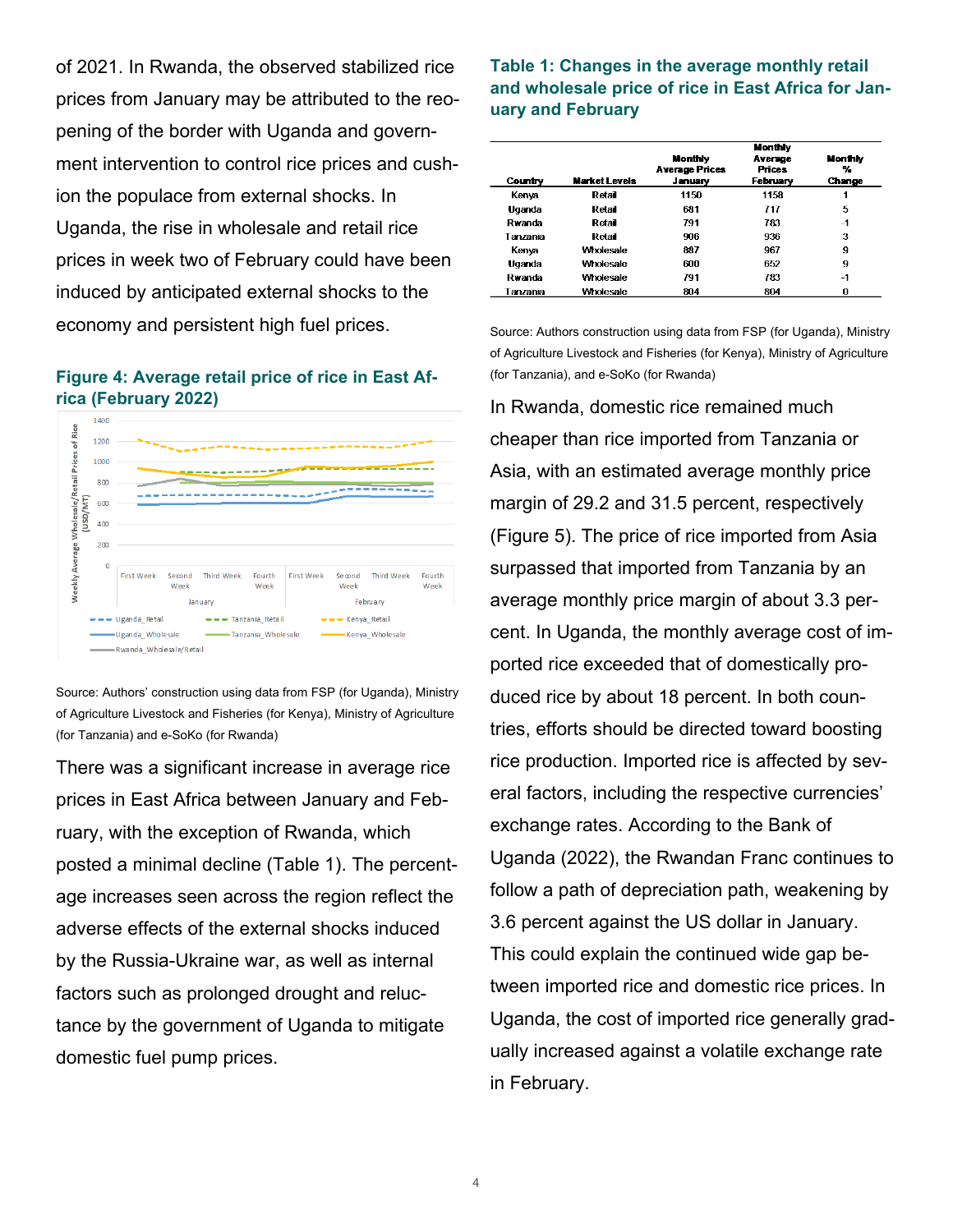of 2021. In Rwanda, the observed stabilized rice prices from January may be attributed to the reopening of the border with Uganda and government intervention to control rice prices and cushion the populace from external shocks. In Uganda, the rise in wholesale and retail rice prices in week two of February could have been induced by anticipated external shocks to the economy and persistent high fuel prices.

**Figure 4: Average retail price of rice in East Africa (February 2022)**

Source: Authors' construction using data from FSP (for Uganda), Ministry of Agriculture Livestock and Fisheries (for Kenya), Ministry of Agriculture (for Tanzania) and e-SoKo (for Rwanda)

There was a significant increase in average rice prices in East Africa between January and February, with the exception of Rwanda, which posted a minimal decline (Table 1). The percentage increases seen across the region reflect the adverse effects of the external shocks induced by the Russia-Ukraine war, as well as internal factors such as prolonged drought and reluctance by the government of Uganda to mitigate domestic fuel pump prices.

**Table 1: Changes in the average monthly retail and wholesale price of rice in East Africa for January and February**

| Country | Market Levels | Monthly Average Prices January | Monthly Average Prices February | Monthly % Change |
|---|---|---|---|---|
| Kenya | Retail | 1150 | 1158 | 1 |
| Uganda | Retail | 681 | 717 | 5 |
| Rwanda | Retail | 791 | 783 | -1 |
| Tanzania | Retail | 906 | 936 | 3 |
| Kenya | Wholesale | 887 | 967 | 9 |
| Uganda | Wholesale | 600 | 652 | 9 |
| Rwanda | Wholesale | 791 | 783 | -1 |
| Tanzania | Wholesale | 804 | 804 | 0 |

Source: Authors construction using data from FSP (for Uganda), Ministry of Agriculture Livestock and Fisheries (for Kenya), Ministry of Agriculture (for Tanzania), and e-SoKo (for Rwanda)

In Rwanda, domestic rice remained much cheaper than rice imported from Tanzania or Asia, with an estimated average monthly price margin of 29.2 and 31.5 percent, respectively (Figure 5). The price of rice imported from Asia surpassed that imported from Tanzania by an average monthly price margin of about 3.3 percent. In Uganda, the monthly average cost of imported rice exceeded that of domestically produced rice by about 18 percent. In both countries, efforts should be directed toward boosting rice production. Imported rice is affected by several factors, including the respective currencies' exchange rates. According to the Bank of Uganda (2022), the Rwandan Franc continues to follow a path of depreciation path, weakening by 3.6 percent against the US dollar in January. This could explain the continued wide gap between imported rice and domestic rice prices. In Uganda, the cost of imported rice generally gradually increased against a volatile exchange rate in February.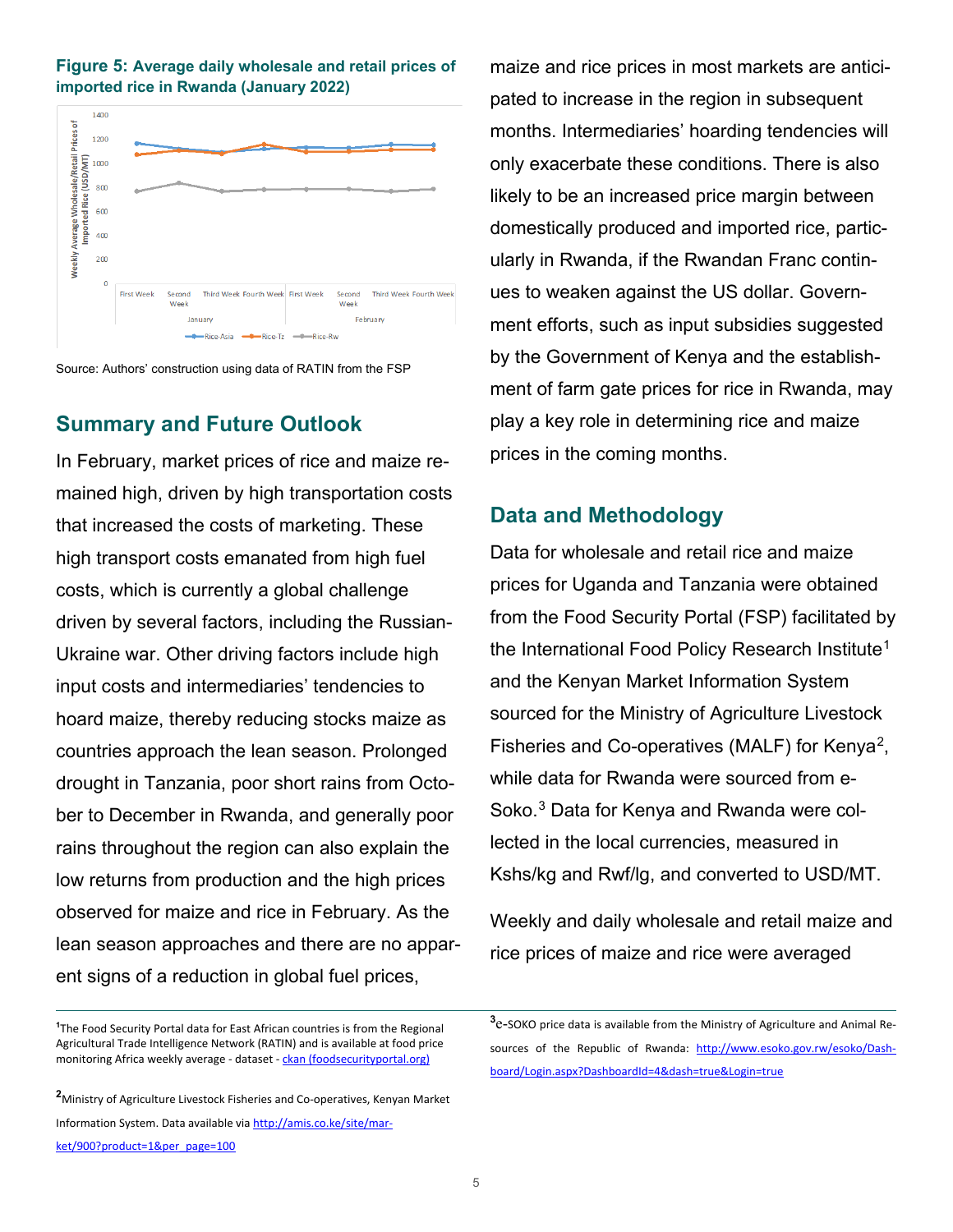**Figure 5: Average daily wholesale and retail prices of imported rice in Rwanda (January 2022)**

Source: Authors' construction using data of RATIN from the FSP

## Summary and Future Outlook

In February, market prices of rice and maize remained high, driven by high transportation costs that increased the costs of marketing. These high transport costs emanated from high fuel costs, which is currently a global challenge driven by several factors, including the Russian-Ukraine war. Other driving factors include high input costs and intermediaries' tendencies to hoard maize, thereby reducing stocks maize as countries approach the lean season. Prolonged drought in Tanzania, poor short rains from October to December in Rwanda, and generally poor rains throughout the region can also explain the low returns from production and the high prices observed for maize and rice in February. As the lean season approaches and there are no apparent signs of a reduction in global fuel prices, maize and rice prices in most markets are anticipated to increase in the region in subsequent months. Intermediaries' hoarding tendencies will only exacerbate these conditions. There is also likely to be an increased price margin between domestically produced and imported rice, particularly in Rwanda, if the Rwandan Franc continues to weaken against the US dollar. Government efforts, such as input subsidies suggested by the Government of Kenya and the establishment of farm gate prices for rice in Rwanda, may play a key role in determining rice and maize prices in the coming months.

## Data and Methodology

Data for wholesale and retail rice and maize prices for Uganda and Tanzania were obtained from the Food Security Portal (FSP) facilitated by the International Food Policy Research Institute[1] and the Kenyan Market Information System sourced for the Ministry of Agriculture Livestock Fisheries and Co-operatives (MALF) for Kenya[2], while data for Rwanda were sourced from e-Soko.[3] Data for Kenya and Rwanda were collected in the local currencies, measured in Kshs/kg and Rwf/lg, and converted to USD/MT.

Weekly and daily wholesale and retail maize and rice prices of maize and rice were averaged

---

[1]The Food Security Portal data for East African countries is from the Regional Agricultural Trade Intelligence Network (RATIN) and is available at food price monitoring Africa weekly average - dataset - ckan (foodsecurityportal.org)

[2]Ministry of Agriculture Livestock Fisheries and Co-operatives, Kenyan Market Information System. Data available via http://amis.co.ke/site/market/900?product=1&per_page=100

[3]e-SOKO price data is available from the Ministry of Agriculture and Animal Resources of the Republic of Rwanda: http://www.esoko.gov.rw/esoko/Dashboard/Login.aspx?DashboardId=4&dash=true&Login=true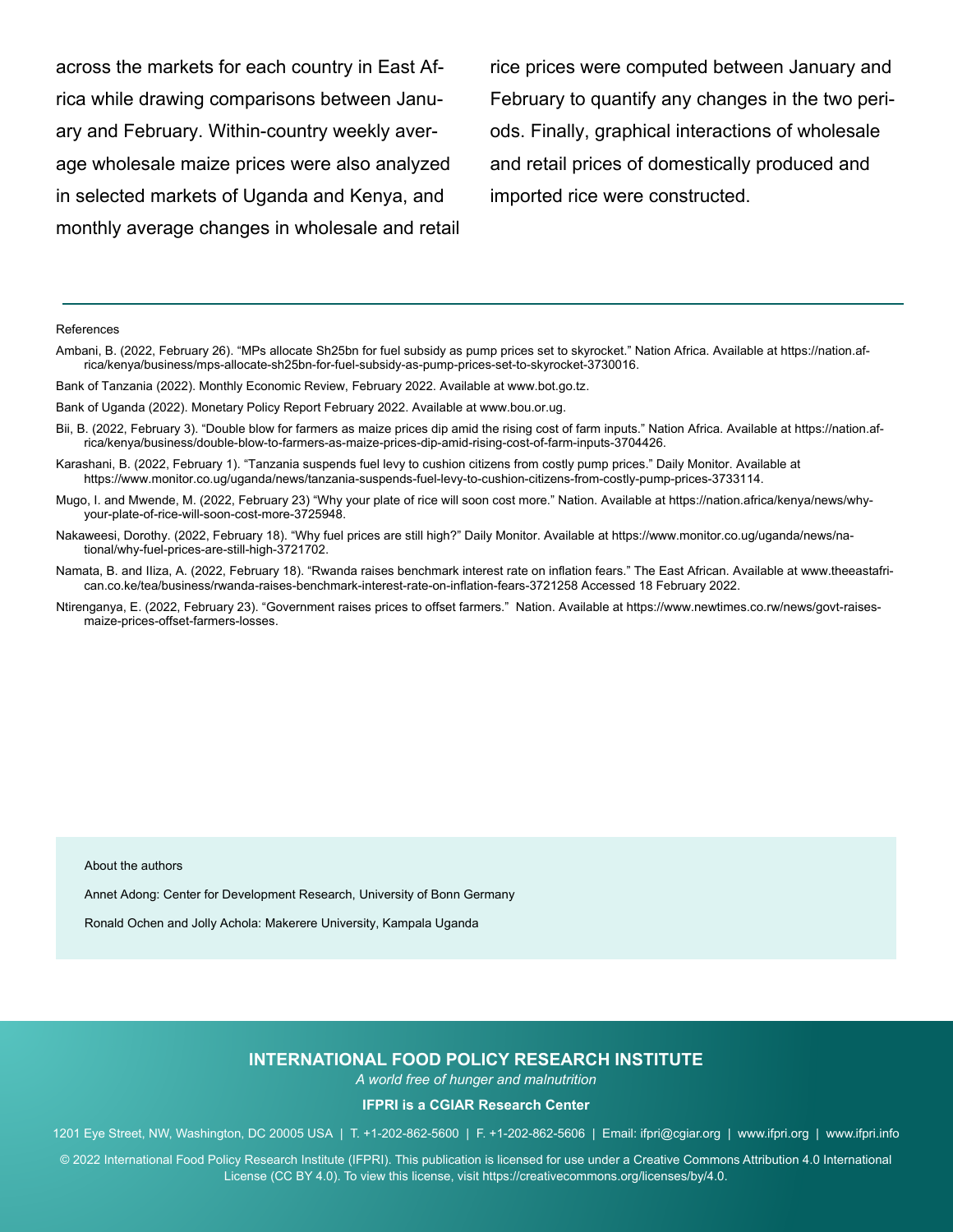across the markets for each country in East Africa while drawing comparisons between January and February. Within-country weekly average wholesale maize prices were also analyzed in selected markets of Uganda and Kenya, and monthly average changes in wholesale and retail rice prices were computed between January and February to quantify any changes in the two periods. Finally, graphical interactions of wholesale and retail prices of domestically produced and imported rice were constructed.

---

References

Ambani, B. (2022, February 26). "MPs allocate Sh25bn for fuel subsidy as pump prices set to skyrocket." Nation Africa. Available at https://nation.africa/kenya/business/mps-allocate-sh25bn-for-fuel-subsidy-as-pump-prices-set-to-skyrocket-3730016.

Bank of Tanzania (2022). Monthly Economic Review, February 2022. Available at www.bot.go.tz.

Bank of Uganda (2022). Monetary Policy Report February 2022. Available at www.bou.or.ug.

Bii, B. (2022, February 3). "Double blow for farmers as maize prices dip amid the rising cost of farm inputs." Nation Africa. Available at https://nation.africa/kenya/business/double-blow-to-farmers-as-maize-prices-dip-amid-rising-cost-of-farm-inputs-3704426.

Karashani, B. (2022, February 1). "Tanzania suspends fuel levy to cushion citizens from costly pump prices." Daily Monitor. Available at https://www.monitor.co.ug/uganda/news/tanzania-suspends-fuel-levy-to-cushion-citizens-from-costly-pump-prices-3733114.

Mugo, I. and Mwende, M. (2022, February 23) "Why your plate of rice will soon cost more." Nation. Available at https://nation.africa/kenya/news/why-your-plate-of-rice-will-soon-cost-more-3725948.

Nakaweesi, Dorothy. (2022, February 18). "Why fuel prices are still high?" Daily Monitor. Available at https://www.monitor.co.ug/uganda/news/national/why-fuel-prices-are-still-high-3721702.

Namata, B. and Iliza, A. (2022, February 18). "Rwanda raises benchmark interest rate on inflation fears." The East African. Available at www.theeastafrican.co.ke/tea/business/rwanda-raises-benchmark-interest-rate-on-inflation-fears-3721258 Accessed 18 February 2022.

Ntirenganya, E. (2022, February 23). "Government raises prices to offset farmers." Nation. Available at https://www.newtimes.co.rw/news/govt-raises-maize-prices-offset-farmers-losses.

About the authors

Annet Adong: Center for Development Research, University of Bonn Germany

Ronald Ochen and Jolly Achola: Makerere University, Kampala Uganda

**INTERNATIONAL FOOD POLICY RESEARCH INSTITUTE**

*A world free of hunger and malnutrition*

**IFPRI is a CGIAR Research Center**

1201 Eye Street, NW, Washington, DC 20005 USA | T. +1-202-862-5600 | F. +1-202-862-5606 | Email: ifpri@cgiar.org | www.ifpri.org | www.ifpri.info

© 2022 International Food Policy Research Institute (IFPRI). This publication is licensed for use under a Creative Commons Attribution 4.0 International License (CC BY 4.0). To view this license, visit https://creativecommons.org/licenses/by/4.0.